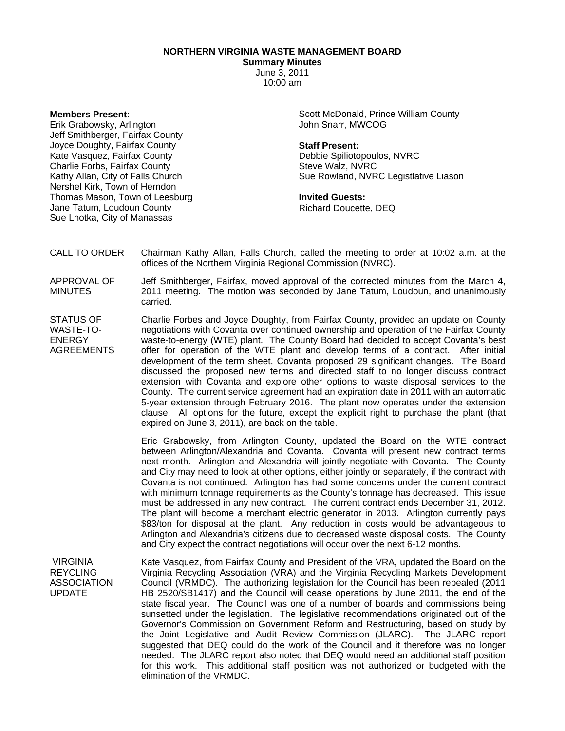# NORTHERN VIRGINIA WASTE MANAGEMENT BOARD

**Summary Minutes**
June 3, 2011
10:00 am

**Members Present:**
Erik Grabowsky, Arlington
Jeff Smithberger, Fairfax County
Joyce Doughty, Fairfax County
Kate Vasquez, Fairfax County
Charlie Forbs, Fairfax County
Kathy Allan, City of Falls Church
Nershel Kirk, Town of Herndon
Thomas Mason, Town of Leesburg
Jane Tatum, Loudoun County
Sue Lhotka, City of Manassas
Scott McDonald, Prince William County
John Snarr, MWCOG

**Staff Present:**
Debbie Spiliotopoulos, NVRC
Steve Walz, NVRC
Sue Rowland, NVRC Legistlative Liason

**Invited Guests:**
Richard Doucette, DEQ

CALL TO ORDER

Chairman Kathy Allan, Falls Church, called the meeting to order at 10:02 a.m. at the offices of the Northern Virginia Regional Commission (NVRC).

APPROVAL OF MINUTES

Jeff Smithberger, Fairfax, moved approval of the corrected minutes from the March 4, 2011 meeting. The motion was seconded by Jane Tatum, Loudoun, and unanimously carried.

STATUS OF WASTE-TO-ENERGY AGREEMENTS

Charlie Forbes and Joyce Doughty, from Fairfax County, provided an update on County negotiations with Covanta over continued ownership and operation of the Fairfax County waste-to-energy (WTE) plant. The County Board had decided to accept Covanta's best offer for operation of the WTE plant and develop terms of a contract. After initial development of the term sheet, Covanta proposed 29 significant changes. The Board discussed the proposed new terms and directed staff to no longer discuss contract extension with Covanta and explore other options to waste disposal services to the County. The current service agreement had an expiration date in 2011 with an automatic 5-year extension through February 2016. The plant now operates under the extension clause. All options for the future, except the explicit right to purchase the plant (that expired on June 3, 2011), are back on the table.

Eric Grabowsky, from Arlington County, updated the Board on the WTE contract between Arlington/Alexandria and Covanta. Covanta will present new contract terms next month. Arlington and Alexandria will jointly negotiate with Covanta. The County and City may need to look at other options, either jointly or separately, if the contract with Covanta is not continued. Arlington has had some concerns under the current contract with minimum tonnage requirements as the County's tonnage has decreased. This issue must be addressed in any new contract. The current contract ends December 31, 2012. The plant will become a merchant electric generator in 2013. Arlington currently pays \$83/ton for disposal at the plant. Any reduction in costs would be advantageous to Arlington and Alexandria's citizens due to decreased waste disposal costs. The County and City expect the contract negotiations will occur over the next 6-12 months.

VIRGINIA REYCLING ASSOCIATION UPDATE

Kate Vasquez, from Fairfax County and President of the VRA, updated the Board on the Virginia Recycling Association (VRA) and the Virginia Recycling Markets Development Council (VRMDC). The authorizing legislation for the Council has been repealed (2011 HB 2520/SB1417) and the Council will cease operations by June 2011, the end of the state fiscal year. The Council was one of a number of boards and commissions being sunsetted under the legislation. The legislative recommendations originated out of the Governor's Commission on Government Reform and Restructuring, based on study by the Joint Legislative and Audit Review Commission (JLARC). The JLARC report suggested that DEQ could do the work of the Council and it therefore was no longer needed. The JLARC report also noted that DEQ would need an additional staff position for this work. This additional staff position was not authorized or budgeted with the elimination of the VRMDC.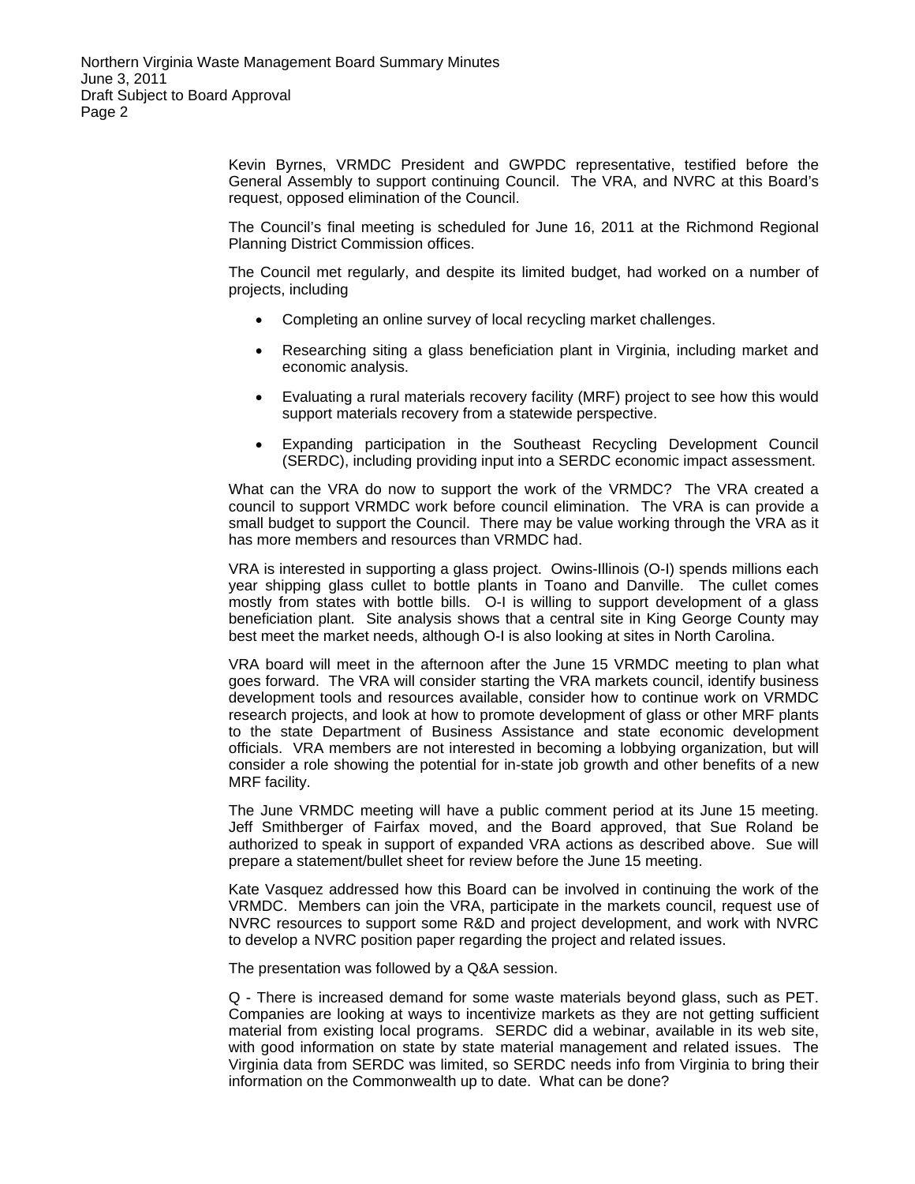Kevin Byrnes, VRMDC President and GWPDC representative, testified before the General Assembly to support continuing Council. The VRA, and NVRC at this Board's request, opposed elimination of the Council.

The Council's final meeting is scheduled for June 16, 2011 at the Richmond Regional Planning District Commission offices.

The Council met regularly, and despite its limited budget, had worked on a number of projects, including

- Completing an online survey of local recycling market challenges.
- Researching siting a glass beneficiation plant in Virginia, including market and economic analysis.
- Evaluating a rural materials recovery facility (MRF) project to see how this would support materials recovery from a statewide perspective.
- Expanding participation in the Southeast Recycling Development Council (SERDC), including providing input into a SERDC economic impact assessment.

What can the VRA do now to support the work of the VRMDC? The VRA created a council to support VRMDC work before council elimination. The VRA is can provide a small budget to support the Council. There may be value working through the VRA as it has more members and resources than VRMDC had.

VRA is interested in supporting a glass project. Owins-Illinois (O-I) spends millions each year shipping glass cullet to bottle plants in Toano and Danville. The cullet comes mostly from states with bottle bills. O-I is willing to support development of a glass beneficiation plant. Site analysis shows that a central site in King George County may best meet the market needs, although O-I is also looking at sites in North Carolina.

VRA board will meet in the afternoon after the June 15 VRMDC meeting to plan what goes forward. The VRA will consider starting the VRA markets council, identify business development tools and resources available, consider how to continue work on VRMDC research projects, and look at how to promote development of glass or other MRF plants to the state Department of Business Assistance and state economic development officials. VRA members are not interested in becoming a lobbying organization, but will consider a role showing the potential for in-state job growth and other benefits of a new MRF facility.

The June VRMDC meeting will have a public comment period at its June 15 meeting. Jeff Smithberger of Fairfax moved, and the Board approved, that Sue Roland be authorized to speak in support of expanded VRA actions as described above. Sue will prepare a statement/bullet sheet for review before the June 15 meeting.

Kate Vasquez addressed how this Board can be involved in continuing the work of the VRMDC. Members can join the VRA, participate in the markets council, request use of NVRC resources to support some R&D and project development, and work with NVRC to develop a NVRC position paper regarding the project and related issues.

The presentation was followed by a Q&A session.

Q - There is increased demand for some waste materials beyond glass, such as PET. Companies are looking at ways to incentivize markets as they are not getting sufficient material from existing local programs. SERDC did a webinar, available in its web site, with good information on state by state material management and related issues. The Virginia data from SERDC was limited, so SERDC needs info from Virginia to bring their information on the Commonwealth up to date. What can be done?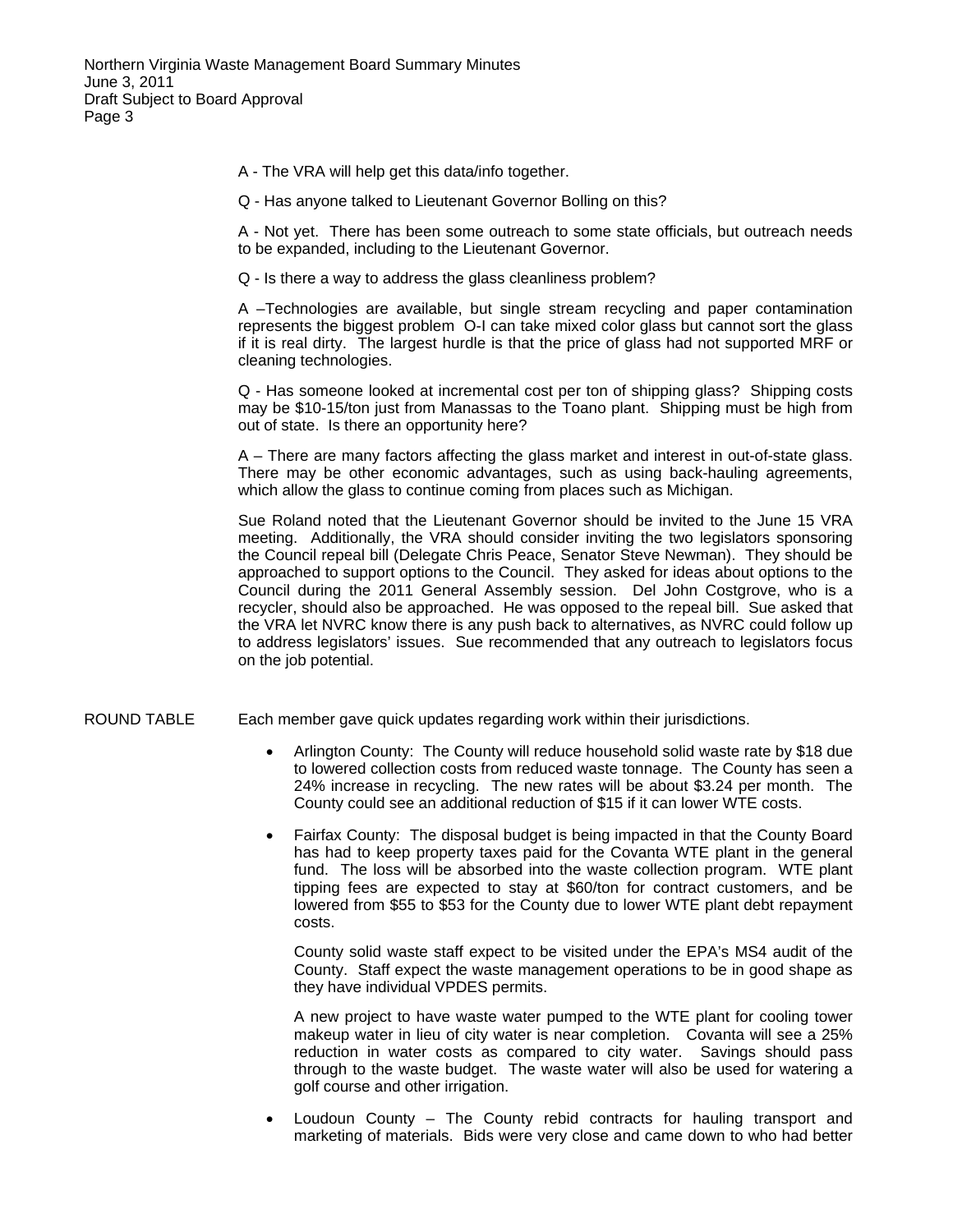A - The VRA will help get this data/info together.

Q - Has anyone talked to Lieutenant Governor Bolling on this?

A - Not yet. There has been some outreach to some state officials, but outreach needs to be expanded, including to the Lieutenant Governor.

Q - Is there a way to address the glass cleanliness problem?

A –Technologies are available, but single stream recycling and paper contamination represents the biggest problem O-I can take mixed color glass but cannot sort the glass if it is real dirty. The largest hurdle is that the price of glass had not supported MRF or cleaning technologies.

Q - Has someone looked at incremental cost per ton of shipping glass? Shipping costs may be $10-15/ton just from Manassas to the Toano plant. Shipping must be high from out of state. Is there an opportunity here?

A – There are many factors affecting the glass market and interest in out-of-state glass. There may be other economic advantages, such as using back-hauling agreements, which allow the glass to continue coming from places such as Michigan.

Sue Roland noted that the Lieutenant Governor should be invited to the June 15 VRA meeting. Additionally, the VRA should consider inviting the two legislators sponsoring the Council repeal bill (Delegate Chris Peace, Senator Steve Newman). They should be approached to support options to the Council. They asked for ideas about options to the Council during the 2011 General Assembly session. Del John Costgrove, who is a recycler, should also be approached. He was opposed to the repeal bill. Sue asked that the VRA let NVRC know there is any push back to alternatives, as NVRC could follow up to address legislators' issues. Sue recommended that any outreach to legislators focus on the job potential.

ROUND TABLE Each member gave quick updates regarding work within their jurisdictions.

- Arlington County: The County will reduce household solid waste rate by $18 due to lowered collection costs from reduced waste tonnage. The County has seen a 24% increase in recycling. The new rates will be about $3.24 per month. The County could see an additional reduction of $15 if it can lower WTE costs.

- Fairfax County: The disposal budget is being impacted in that the County Board has had to keep property taxes paid for the Covanta WTE plant in the general fund. The loss will be absorbed into the waste collection program. WTE plant tipping fees are expected to stay at $60/ton for contract customers, and be lowered from $55 to $53 for the County due to lower WTE plant debt repayment costs.

  County solid waste staff expect to be visited under the EPA's MS4 audit of the County. Staff expect the waste management operations to be in good shape as they have individual VPDES permits.

  A new project to have waste water pumped to the WTE plant for cooling tower makeup water in lieu of city water is near completion. Covanta will see a 25% reduction in water costs as compared to city water. Savings should pass through to the waste budget. The waste water will also be used for watering a golf course and other irrigation.

- Loudoun County – The County rebid contracts for hauling transport and marketing of materials. Bids were very close and came down to who had better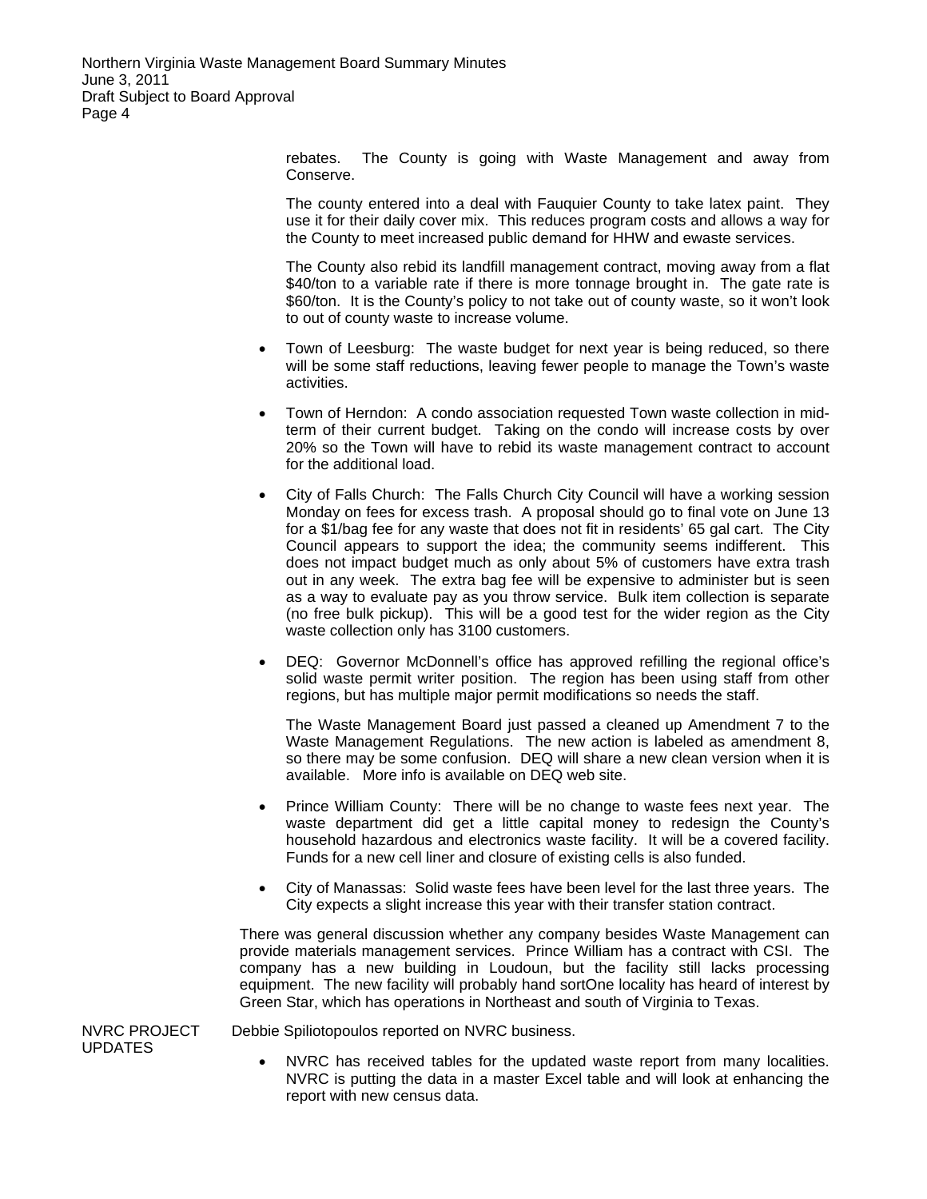rebates. The County is going with Waste Management and away from Conserve.

The county entered into a deal with Fauquier County to take latex paint. They use it for their daily cover mix. This reduces program costs and allows a way for the County to meet increased public demand for HHW and ewaste services.

The County also rebid its landfill management contract, moving away from a flat \$40/ton to a variable rate if there is more tonnage brought in. The gate rate is \$60/ton. It is the County's policy to not take out of county waste, so it won't look to out of county waste to increase volume.

- Town of Leesburg: The waste budget for next year is being reduced, so there will be some staff reductions, leaving fewer people to manage the Town's waste activities.

- Town of Herndon: A condo association requested Town waste collection in mid-term of their current budget. Taking on the condo will increase costs by over 20% so the Town will have to rebid its waste management contract to account for the additional load.

- City of Falls Church: The Falls Church City Council will have a working session Monday on fees for excess trash. A proposal should go to final vote on June 13 for a \$1/bag fee for any waste that does not fit in residents' 65 gal cart. The City Council appears to support the idea; the community seems indifferent. This does not impact budget much as only about 5% of customers have extra trash out in any week. The extra bag fee will be expensive to administer but is seen as a way to evaluate pay as you throw service. Bulk item collection is separate (no free bulk pickup). This will be a good test for the wider region as the City waste collection only has 3100 customers.

- DEQ: Governor McDonnell's office has approved refilling the regional office's solid waste permit writer position. The region has been using staff from other regions, but has multiple major permit modifications so needs the staff.

  The Waste Management Board just passed a cleaned up Amendment 7 to the Waste Management Regulations. The new action is labeled as amendment 8, so there may be some confusion. DEQ will share a new clean version when it is available. More info is available on DEQ web site.

- Prince William County: There will be no change to waste fees next year. The waste department did get a little capital money to redesign the County's household hazardous and electronics waste facility. It will be a covered facility. Funds for a new cell liner and closure of existing cells is also funded.

- City of Manassas: Solid waste fees have been level for the last three years. The City expects a slight increase this year with their transfer station contract.

There was general discussion whether any company besides Waste Management can provide materials management services. Prince William has a contract with CSI. The company has a new building in Loudoun, but the facility still lacks processing equipment. The new facility will probably hand sortOne locality has heard of interest by Green Star, which has operations in Northeast and south of Virginia to Texas.

**NVRC PROJECT UPDATES**

Debbie Spiliotopoulos reported on NVRC business.

- NVRC has received tables for the updated waste report from many localities. NVRC is putting the data in a master Excel table and will look at enhancing the report with new census data.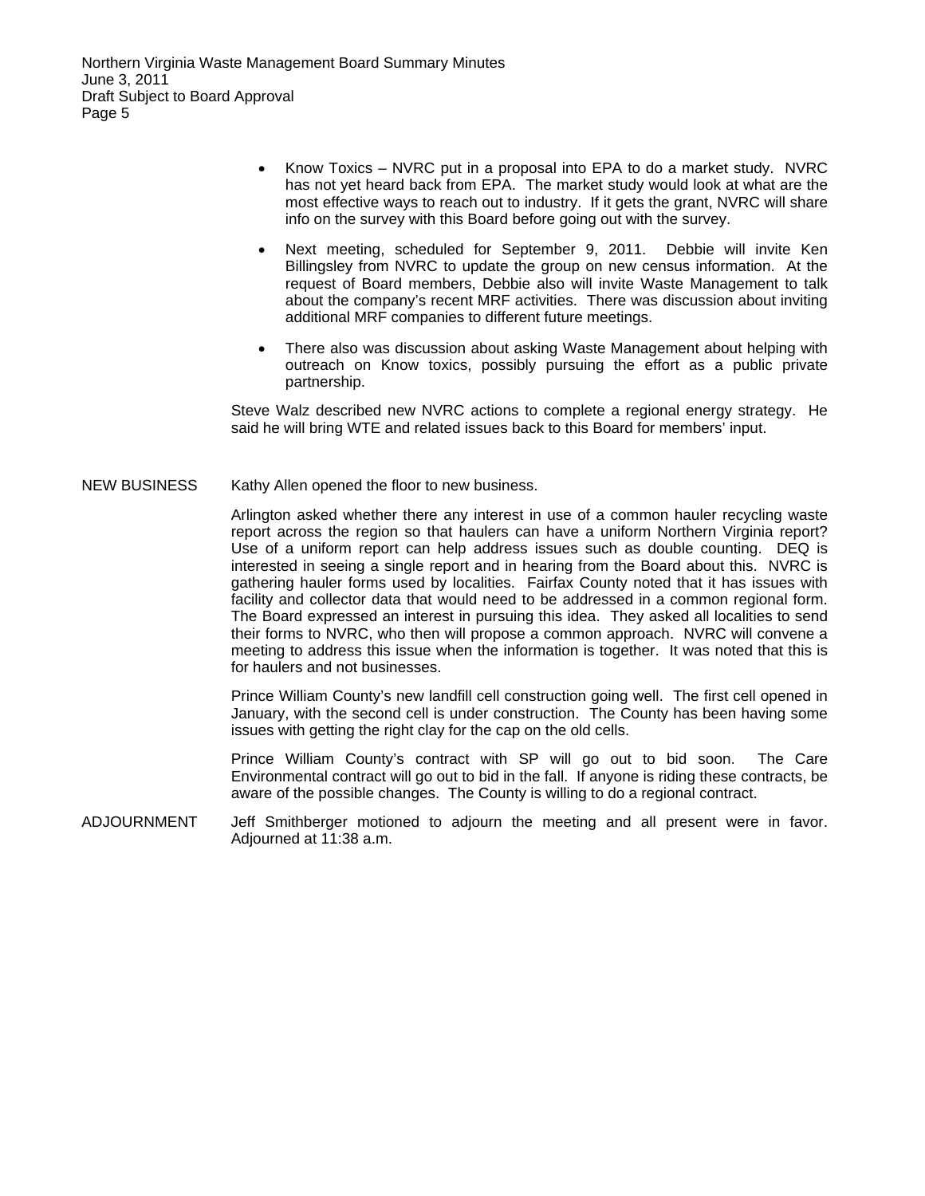- Know Toxics – NVRC put in a proposal into EPA to do a market study. NVRC has not yet heard back from EPA. The market study would look at what are the most effective ways to reach out to industry. If it gets the grant, NVRC will share info on the survey with this Board before going out with the survey.

- Next meeting, scheduled for September 9, 2011. Debbie will invite Ken Billingsley from NVRC to update the group on new census information. At the request of Board members, Debbie also will invite Waste Management to talk about the company's recent MRF activities. There was discussion about inviting additional MRF companies to different future meetings.

- There also was discussion about asking Waste Management about helping with outreach on Know toxics, possibly pursuing the effort as a public private partnership.

Steve Walz described new NVRC actions to complete a regional energy strategy. He said he will bring WTE and related issues back to this Board for members' input.

NEW BUSINESS

Kathy Allen opened the floor to new business.

Arlington asked whether there any interest in use of a common hauler recycling waste report across the region so that haulers can have a uniform Northern Virginia report? Use of a uniform report can help address issues such as double counting. DEQ is interested in seeing a single report and in hearing from the Board about this. NVRC is gathering hauler forms used by localities. Fairfax County noted that it has issues with facility and collector data that would need to be addressed in a common regional form. The Board expressed an interest in pursuing this idea. They asked all localities to send their forms to NVRC, who then will propose a common approach. NVRC will convene a meeting to address this issue when the information is together. It was noted that this is for haulers and not businesses.

Prince William County's new landfill cell construction going well. The first cell opened in January, with the second cell is under construction. The County has been having some issues with getting the right clay for the cap on the old cells.

Prince William County's contract with SP will go out to bid soon. The Care Environmental contract will go out to bid in the fall. If anyone is riding these contracts, be aware of the possible changes. The County is willing to do a regional contract.

ADJOURNMENT

Jeff Smithberger motioned to adjourn the meeting and all present were in favor. Adjourned at 11:38 a.m.